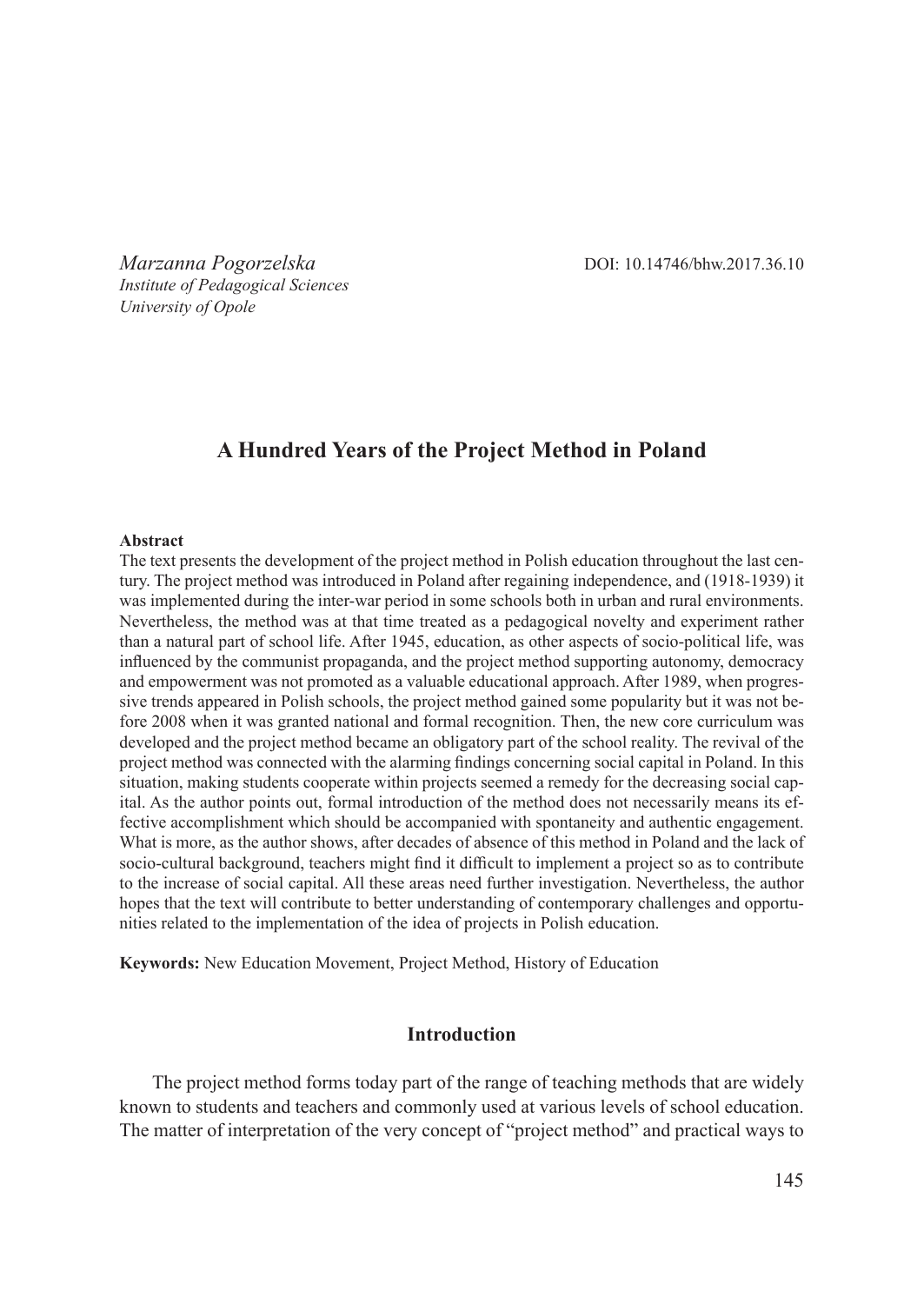*Marzanna Pogorzelska*
*Institute of Pedagogical Sciences*
*University of Opole*

DOI: 10.14746/bhw.2017.36.10

# A Hundred Years of the Project Method in Poland

**Abstract**

The text presents the development of the project method in Polish education throughout the last century. The project method was introduced in Poland after regaining independence, and (1918-1939) it was implemented during the inter-war period in some schools both in urban and rural environments. Nevertheless, the method was at that time treated as a pedagogical novelty and experiment rather than a natural part of school life. After 1945, education, as other aspects of socio-political life, was influenced by the communist propaganda, and the project method supporting autonomy, democracy and empowerment was not promoted as a valuable educational approach. After 1989, when progressive trends appeared in Polish schools, the project method gained some popularity but it was not before 2008 when it was granted national and formal recognition. Then, the new core curriculum was developed and the project method became an obligatory part of the school reality. The revival of the project method was connected with the alarming findings concerning social capital in Poland. In this situation, making students cooperate within projects seemed a remedy for the decreasing social capital. As the author points out, formal introduction of the method does not necessarily means its effective accomplishment which should be accompanied with spontaneity and authentic engagement. What is more, as the author shows, after decades of absence of this method in Poland and the lack of socio-cultural background, teachers might find it difficult to implement a project so as to contribute to the increase of social capital. All these areas need further investigation. Nevertheless, the author hopes that the text will contribute to better understanding of contemporary challenges and opportunities related to the implementation of the idea of projects in Polish education.

**Keywords:** New Education Movement, Project Method, History of Education

## Introduction

The project method forms today part of the range of teaching methods that are widely known to students and teachers and commonly used at various levels of school education. The matter of interpretation of the very concept of "project method" and practical ways to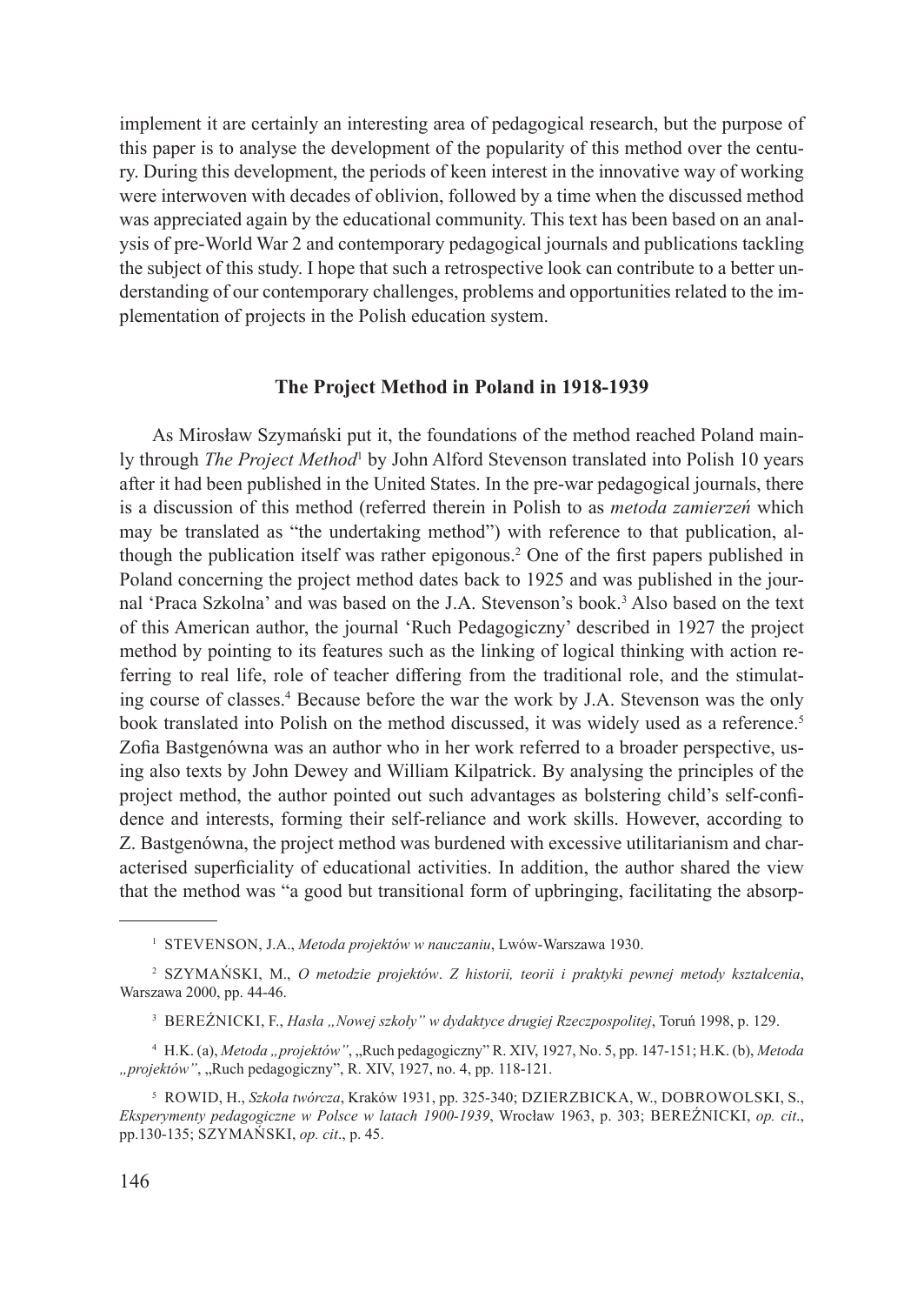implement it are certainly an interesting area of pedagogical research, but the purpose of this paper is to analyse the development of the popularity of this method over the century. During this development, the periods of keen interest in the innovative way of working were interwoven with decades of oblivion, followed by a time when the discussed method was appreciated again by the educational community. This text has been based on an analysis of pre-World War 2 and contemporary pedagogical journals and publications tackling the subject of this study. I hope that such a retrospective look can contribute to a better understanding of our contemporary challenges, problems and opportunities related to the implementation of projects in the Polish education system.

## The Project Method in Poland in 1918-1939

As Mirosław Szymański put it, the foundations of the method reached Poland mainly through *The Project Method*[1] by John Alford Stevenson translated into Polish 10 years after it had been published in the United States. In the pre-war pedagogical journals, there is a discussion of this method (referred therein in Polish to as *metoda zamierzeń* which may be translated as "the undertaking method") with reference to that publication, although the publication itself was rather epigonous.[2] One of the first papers published in Poland concerning the project method dates back to 1925 and was published in the journal 'Praca Szkolna' and was based on the J.A. Stevenson's book.[3] Also based on the text of this American author, the journal 'Ruch Pedagogiczny' described in 1927 the project method by pointing to its features such as the linking of logical thinking with action referring to real life, role of teacher differing from the traditional role, and the stimulating course of classes.[4] Because before the war the work by J.A. Stevenson was the only book translated into Polish on the method discussed, it was widely used as a reference.[5] Zofia Bastgenówna was an author who in her work referred to a broader perspective, using also texts by John Dewey and William Kilpatrick. By analysing the principles of the project method, the author pointed out such advantages as bolstering child's self-confidence and interests, forming their self-reliance and work skills. However, according to Z. Bastgenówna, the project method was burdened with excessive utilitarianism and characterised superficiality of educational activities. In addition, the author shared the view that the method was "a good but transitional form of upbringing, facilitating the absorp-

---

[1] STEVENSON, J.A., *Metoda projektów w nauczaniu*, Lwów-Warszawa 1930.

[2] SZYMAŃSKI, M., *O metodzie projektów*. *Z historii, teorii i praktyki pewnej metody kształcenia*, Warszawa 2000, pp. 44-46.

[3] BEREŹNICKI, F., *Hasła „Nowej szkoły" w dydaktyce drugiej Rzeczpospolitej*, Toruń 1998, p. 129.

[4] H.K. (a), *Metoda „projektów"*, „Ruch pedagogiczny" R. XIV, 1927, No. 5, pp. 147-151; H.K. (b), *Metoda „projektów"*, „Ruch pedagogiczny", R. XIV, 1927, no. 4, pp. 118-121.

[5] ROWID, H., *Szkoła twórcza*, Kraków 1931, pp. 325-340; DZIERZBICKA, W., DOBROWOLSKI, S., *Eksperymenty pedagogiczne w Polsce w latach 1900-1939*, Wrocław 1963, p. 303; BEREŹNICKI, *op. cit*., pp.130-135; SZYMAŃSKI, *op. cit*., p. 45.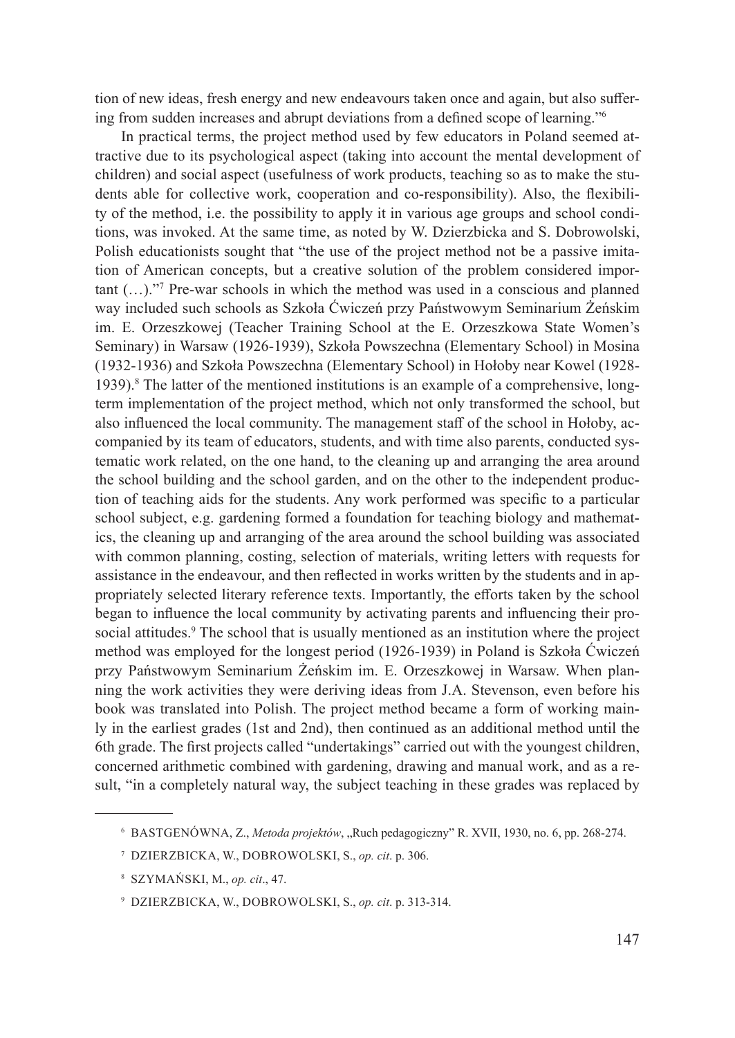tion of new ideas, fresh energy and new endeavours taken once and again, but also suffering from sudden increases and abrupt deviations from a defined scope of learning."[6]

In practical terms, the project method used by few educators in Poland seemed attractive due to its psychological aspect (taking into account the mental development of children) and social aspect (usefulness of work products, teaching so as to make the students able for collective work, cooperation and co-responsibility). Also, the flexibility of the method, i.e. the possibility to apply it in various age groups and school conditions, was invoked. At the same time, as noted by W. Dzierzbicka and S. Dobrowolski, Polish educationists sought that "the use of the project method not be a passive imitation of American concepts, but a creative solution of the problem considered important (…)."[7] Pre-war schools in which the method was used in a conscious and planned way included such schools as Szkoła Ćwiczeń przy Państwowym Seminarium Żeńskim im. E. Orzeszkowej (Teacher Training School at the E. Orzeszkowa State Women's Seminary) in Warsaw (1926-1939), Szkoła Powszechna (Elementary School) in Mosina (1932-1936) and Szkoła Powszechna (Elementary School) in Hołoby near Kowel (1928-1939).[8] The latter of the mentioned institutions is an example of a comprehensive, long-term implementation of the project method, which not only transformed the school, but also influenced the local community. The management staff of the school in Hołoby, accompanied by its team of educators, students, and with time also parents, conducted systematic work related, on the one hand, to the cleaning up and arranging the area around the school building and the school garden, and on the other to the independent production of teaching aids for the students. Any work performed was specific to a particular school subject, e.g. gardening formed a foundation for teaching biology and mathematics, the cleaning up and arranging of the area around the school building was associated with common planning, costing, selection of materials, writing letters with requests for assistance in the endeavour, and then reflected in works written by the students and in appropriately selected literary reference texts. Importantly, the efforts taken by the school began to influence the local community by activating parents and influencing their pro-social attitudes.[9] The school that is usually mentioned as an institution where the project method was employed for the longest period (1926-1939) in Poland is Szkoła Ćwiczeń przy Państwowym Seminarium Żeńskim im. E. Orzeszkowej in Warsaw. When planning the work activities they were deriving ideas from J.A. Stevenson, even before his book was translated into Polish. The project method became a form of working mainly in the earliest grades (1st and 2nd), then continued as an additional method until the 6th grade. The first projects called "undertakings" carried out with the youngest children, concerned arithmetic combined with gardening, drawing and manual work, and as a result, "in a completely natural way, the subject teaching in these grades was replaced by

---

[6] BASTGENÓWNA, Z., *Metoda projektów*, „Ruch pedagogiczny" R. XVII, 1930, no. 6, pp. 268-274.

[7] DZIERZBICKA, W., DOBROWOLSKI, S., *op. cit*. p. 306.

[8] SZYMAŃSKI, M., *op. cit*., 47.

[9] DZIERZBICKA, W., DOBROWOLSKI, S., *op. cit*. p. 313-314.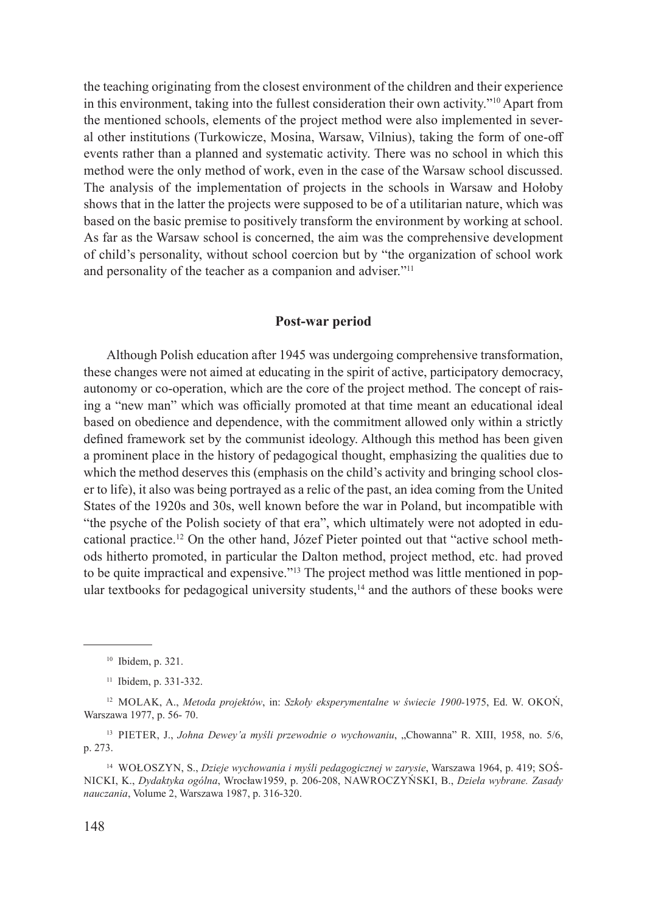the teaching originating from the closest environment of the children and their experience in this environment, taking into the fullest consideration their own activity."[10] Apart from the mentioned schools, elements of the project method were also implemented in several other institutions (Turkowicze, Mosina, Warsaw, Vilnius), taking the form of one-off events rather than a planned and systematic activity. There was no school in which this method were the only method of work, even in the case of the Warsaw school discussed. The analysis of the implementation of projects in the schools in Warsaw and Hołoby shows that in the latter the projects were supposed to be of a utilitarian nature, which was based on the basic premise to positively transform the environment by working at school. As far as the Warsaw school is concerned, the aim was the comprehensive development of child's personality, without school coercion but by "the organization of school work and personality of the teacher as a companion and adviser."[11]

## Post-war period

Although Polish education after 1945 was undergoing comprehensive transformation, these changes were not aimed at educating in the spirit of active, participatory democracy, autonomy or co-operation, which are the core of the project method. The concept of raising a "new man" which was officially promoted at that time meant an educational ideal based on obedience and dependence, with the commitment allowed only within a strictly defined framework set by the communist ideology. Although this method has been given a prominent place in the history of pedagogical thought, emphasizing the qualities due to which the method deserves this (emphasis on the child's activity and bringing school closer to life), it also was being portrayed as a relic of the past, an idea coming from the United States of the 1920s and 30s, well known before the war in Poland, but incompatible with "the psyche of the Polish society of that era", which ultimately were not adopted in educational practice.[12] On the other hand, Józef Pieter pointed out that "active school methods hitherto promoted, in particular the Dalton method, project method, etc. had proved to be quite impractical and expensive."[13] The project method was little mentioned in popular textbooks for pedagogical university students,[14] and the authors of these books were

---

[10] Ibidem, p. 321.

[11] Ibidem, p. 331-332.

[12] MOLAK, A., *Metoda projektów*, in: *Szkoły eksperymentalne w świecie 1900-*1975, Ed. W. OKOŃ, Warszawa 1977, p. 56- 70.

[13] PIETER, J., *Johna Dewey'a myśli przewodnie o wychowaniu*, „Chowanna" R. XIII, 1958, no. 5/6, p. 273.

[14] WOŁOSZYN, S., *Dzieje wychowania i myśli pedagogicznej w zarysie*, Warszawa 1964, p. 419; SOŚNICKI, K., *Dydaktyka ogólna*, Wrocław1959, p. 206-208, NAWROCZYŃSKI, B., *Dzieła wybrane. Zasady nauczania*, Volume 2, Warszawa 1987, p. 316-320.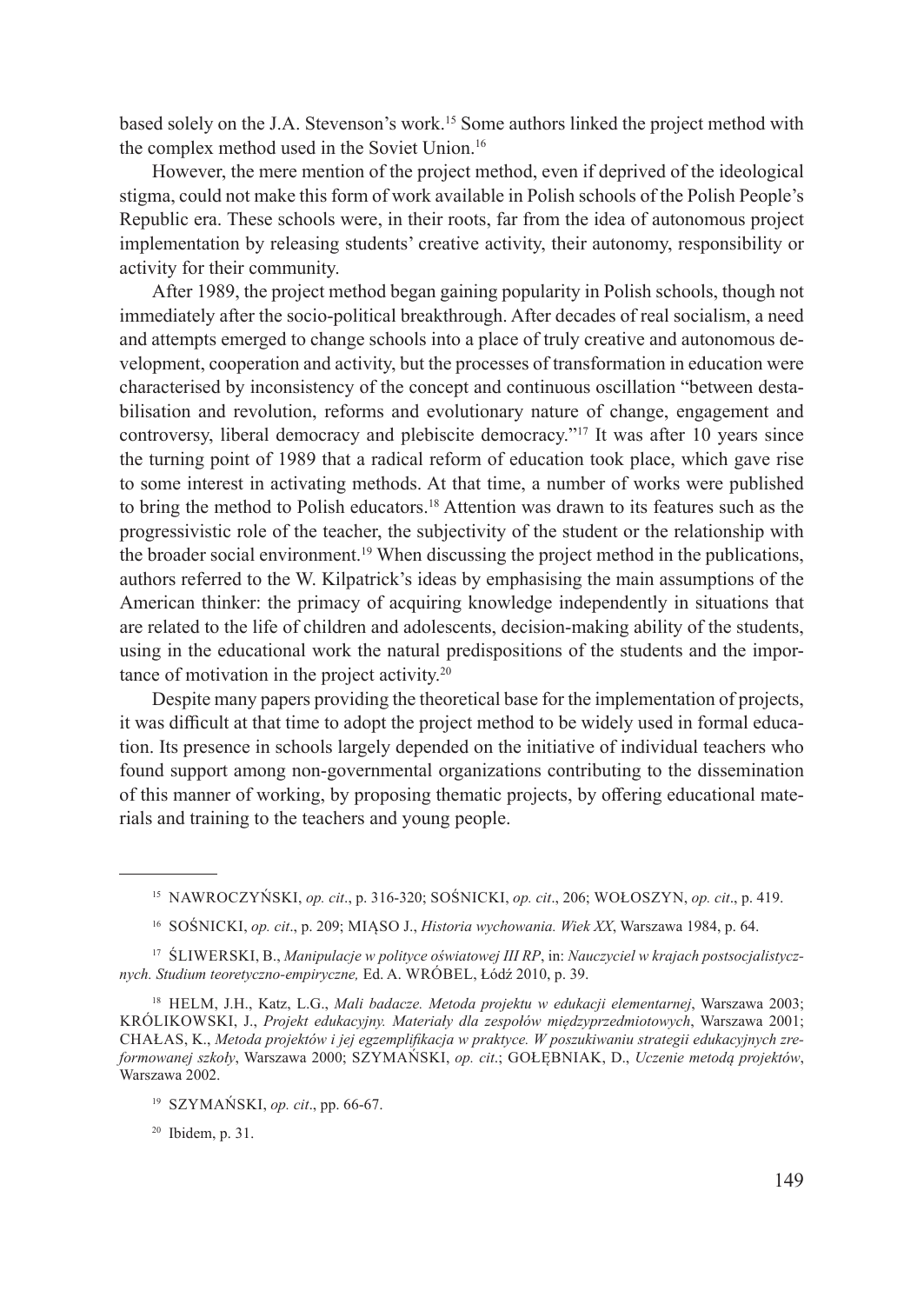based solely on the J.A. Stevenson's work.[15] Some authors linked the project method with the complex method used in the Soviet Union.[16]

However, the mere mention of the project method, even if deprived of the ideological stigma, could not make this form of work available in Polish schools of the Polish People's Republic era. These schools were, in their roots, far from the idea of autonomous project implementation by releasing students' creative activity, their autonomy, responsibility or activity for their community.

After 1989, the project method began gaining popularity in Polish schools, though not immediately after the socio-political breakthrough. After decades of real socialism, a need and attempts emerged to change schools into a place of truly creative and autonomous development, cooperation and activity, but the processes of transformation in education were characterised by inconsistency of the concept and continuous oscillation "between destabilisation and revolution, reforms and evolutionary nature of change, engagement and controversy, liberal democracy and plebiscite democracy."[17] It was after 10 years since the turning point of 1989 that a radical reform of education took place, which gave rise to some interest in activating methods. At that time, a number of works were published to bring the method to Polish educators.[18] Attention was drawn to its features such as the progressivistic role of the teacher, the subjectivity of the student or the relationship with the broader social environment.[19] When discussing the project method in the publications, authors referred to the W. Kilpatrick's ideas by emphasising the main assumptions of the American thinker: the primacy of acquiring knowledge independently in situations that are related to the life of children and adolescents, decision-making ability of the students, using in the educational work the natural predispositions of the students and the importance of motivation in the project activity.[20]

Despite many papers providing the theoretical base for the implementation of projects, it was difficult at that time to adopt the project method to be widely used in formal education. Its presence in schools largely depended on the initiative of individual teachers who found support among non-governmental organizations contributing to the dissemination of this manner of working, by proposing thematic projects, by offering educational materials and training to the teachers and young people.

---

[15] NAWROCZYŃSKI, *op. cit*., p. 316-320; SOŚNICKI, *op. cit*., 206; WOŁOSZYN, *op. cit*., p. 419.

[16] SOŚNICKI, *op. cit*., p. 209; MIĄSO J., *Historia wychowania. Wiek XX*, Warszawa 1984, p. 64.

[17] ŚLIWERSKI, B., *Manipulacje w polityce oświatowej III RP*, in: *Nauczyciel w krajach postsocjalistycznych. Studium teoretyczno-empiryczne,* Ed. A. WRÓBEL, Łódź 2010, p. 39.

[18] HELM, J.H., Katz, L.G., *Mali badacze. Metoda projektu w edukacji elementarnej*, Warszawa 2003; KRÓLIKOWSKI, J., *Projekt edukacyjny. Materiały dla zespołów międzyprzedmiotowych*, Warszawa 2001; CHAŁAS, K., *Metoda projektów i jej egzemplifikacja w praktyce. W poszukiwaniu strategii edukacyjnych zreformowanej szkoły*, Warszawa 2000; SZYMAŃSKI, *op. cit*.; GOŁĘBNIAK, D., *Uczenie metodą projektów*, Warszawa 2002.

[19] SZYMAŃSKI, *op. cit*., pp. 66-67.

[20] Ibidem, p. 31.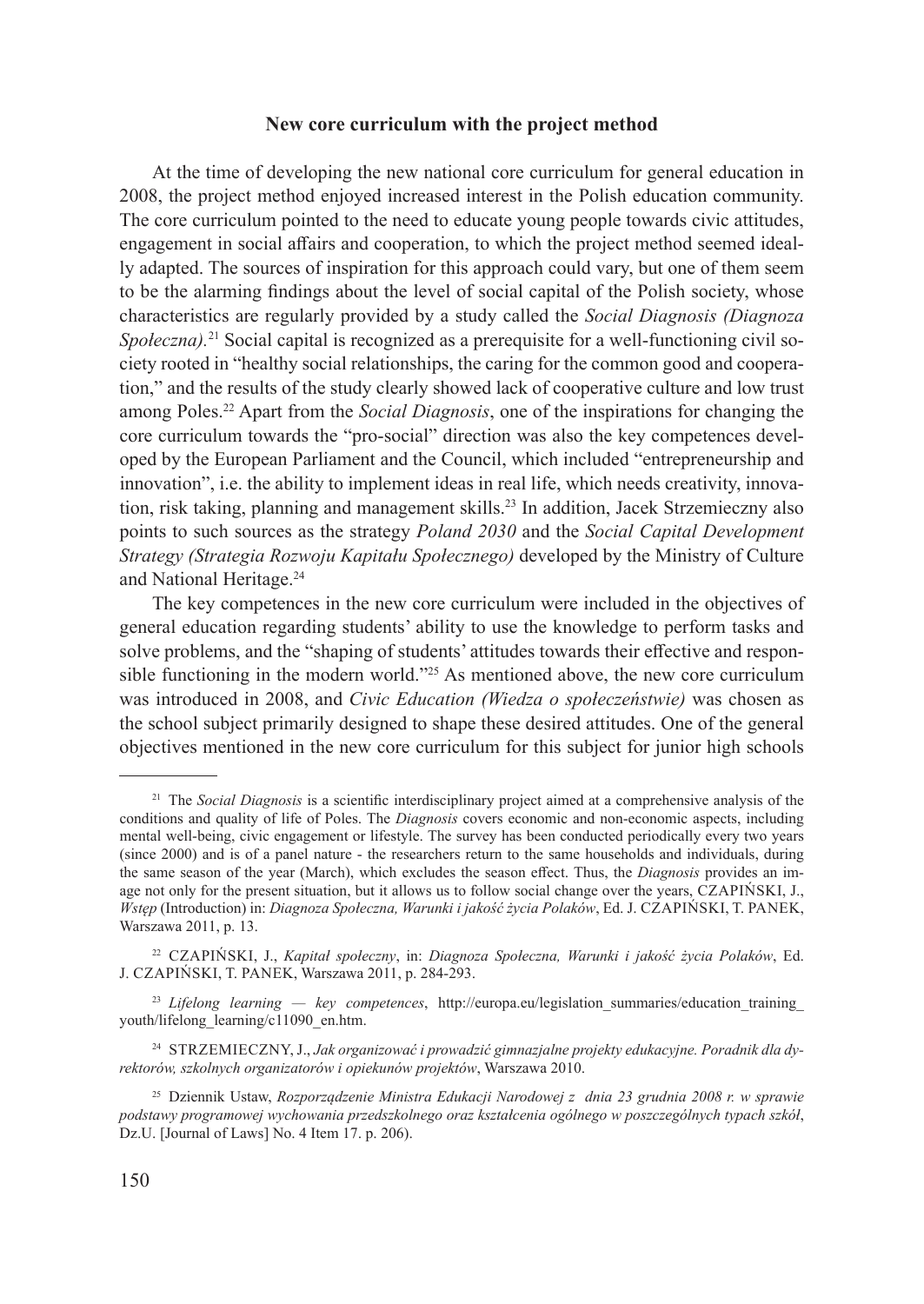## New core curriculum with the project method

At the time of developing the new national core curriculum for general education in 2008, the project method enjoyed increased interest in the Polish education community. The core curriculum pointed to the need to educate young people towards civic attitudes, engagement in social affairs and cooperation, to which the project method seemed ideally adapted. The sources of inspiration for this approach could vary, but one of them seem to be the alarming findings about the level of social capital of the Polish society, whose characteristics are regularly provided by a study called the *Social Diagnosis (Diagnoza Społeczna).*[21] Social capital is recognized as a prerequisite for a well-functioning civil society rooted in "healthy social relationships, the caring for the common good and cooperation," and the results of the study clearly showed lack of cooperative culture and low trust among Poles.[22] Apart from the *Social Diagnosis*, one of the inspirations for changing the core curriculum towards the "pro-social" direction was also the key competences developed by the European Parliament and the Council, which included "entrepreneurship and innovation", i.e. the ability to implement ideas in real life, which needs creativity, innovation, risk taking, planning and management skills.[23] In addition, Jacek Strzemieczny also points to such sources as the strategy *Poland 2030* and the *Social Capital Development Strategy (Strategia Rozwoju Kapitału Społecznego)* developed by the Ministry of Culture and National Heritage.[24]

The key competences in the new core curriculum were included in the objectives of general education regarding students' ability to use the knowledge to perform tasks and solve problems, and the "shaping of students' attitudes towards their effective and responsible functioning in the modern world."[25] As mentioned above, the new core curriculum was introduced in 2008, and *Civic Education (Wiedza o społeczeństwie)* was chosen as the school subject primarily designed to shape these desired attitudes. One of the general objectives mentioned in the new core curriculum for this subject for junior high schools

---

[21] The *Social Diagnosis* is a scientific interdisciplinary project aimed at a comprehensive analysis of the conditions and quality of life of Poles. The *Diagnosis* covers economic and non-economic aspects, including mental well-being, civic engagement or lifestyle. The survey has been conducted periodically every two years (since 2000) and is of a panel nature - the researchers return to the same households and individuals, during the same season of the year (March), which excludes the season effect. Thus, the *Diagnosis* provides an image not only for the present situation, but it allows us to follow social change over the years, CZAPIŃSKI, J., *Wstęp* (Introduction) in: *Diagnoza Społeczna, Warunki i jakość życia Polaków*, Ed. J. CZAPIŃSKI, T. PANEK, Warszawa 2011, p. 13.

[22] CZAPIŃSKI, J., *Kapitał społeczny*, in: *Diagnoza Społeczna, Warunki i jakość życia Polaków*, Ed. J. CZAPIŃSKI, T. PANEK, Warszawa 2011, p. 284-293.

[23] *Lifelong learning — key competences*, http://europa.eu/legislation_summaries/education_training_youth/lifelong_learning/c11090_en.htm.

[24] STRZEMIECZNY, J., *Jak organizować i prowadzić gimnazjalne projekty edukacyjne. Poradnik dla dyrektorów, szkolnych organizatorów i opiekunów projektów*, Warszawa 2010.

[25] Dziennik Ustaw, *Rozporządzenie Ministra Edukacji Narodowej z dnia 23 grudnia 2008 r. w sprawie podstawy programowej wychowania przedszkolnego oraz kształcenia ogólnego w poszczególnych typach szkół*, Dz.U. [Journal of Laws] No. 4 Item 17. p. 206).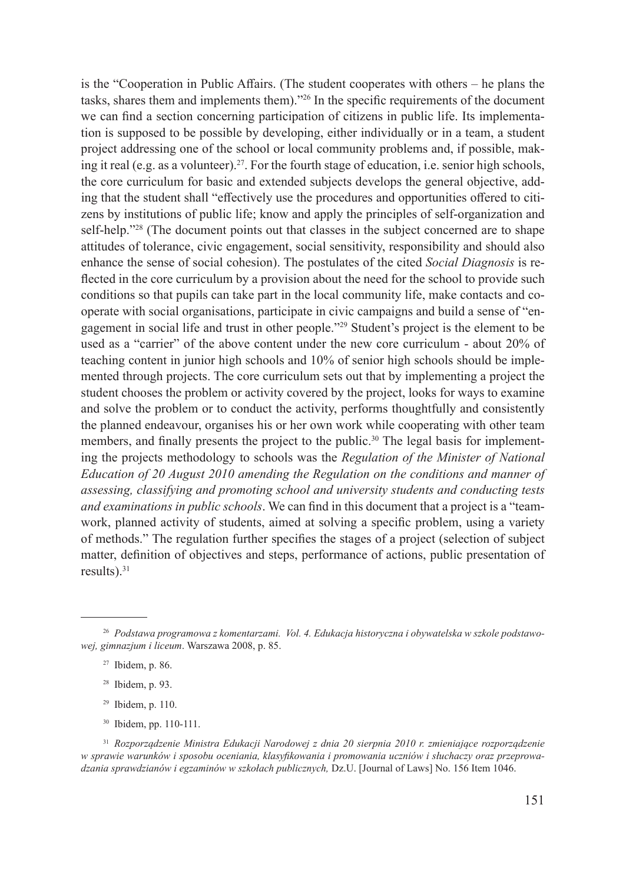is the "Cooperation in Public Affairs. (The student cooperates with others – he plans the tasks, shares them and implements them)."[26] In the specific requirements of the document we can find a section concerning participation of citizens in public life. Its implementation is supposed to be possible by developing, either individually or in a team, a student project addressing one of the school or local community problems and, if possible, making it real (e.g. as a volunteer).[27]. For the fourth stage of education, i.e. senior high schools, the core curriculum for basic and extended subjects develops the general objective, adding that the student shall "effectively use the procedures and opportunities offered to citizens by institutions of public life; know and apply the principles of self-organization and self-help."[28] (The document points out that classes in the subject concerned are to shape attitudes of tolerance, civic engagement, social sensitivity, responsibility and should also enhance the sense of social cohesion). The postulates of the cited *Social Diagnosis* is reflected in the core curriculum by a provision about the need for the school to provide such conditions so that pupils can take part in the local community life, make contacts and cooperate with social organisations, participate in civic campaigns and build a sense of "engagement in social life and trust in other people."[29] Student's project is the element to be used as a "carrier" of the above content under the new core curriculum - about 20% of teaching content in junior high schools and 10% of senior high schools should be implemented through projects. The core curriculum sets out that by implementing a project the student chooses the problem or activity covered by the project, looks for ways to examine and solve the problem or to conduct the activity, performs thoughtfully and consistently the planned endeavour, organises his or her own work while cooperating with other team members, and finally presents the project to the public.[30] The legal basis for implementing the projects methodology to schools was the *Regulation of the Minister of National Education of 20 August 2010 amending the Regulation on the conditions and manner of assessing, classifying and promoting school and university students and conducting tests and examinations in public schools*. We can find in this document that a project is a "teamwork, planned activity of students, aimed at solving a specific problem, using a variety of methods." The regulation further specifies the stages of a project (selection of subject matter, definition of objectives and steps, performance of actions, public presentation of results).[31]

---

[26] *Podstawa programowa z komentarzami. Vol. 4. Edukacja historyczna i obywatelska w szkole podstawowej, gimnazjum i liceum*. Warszawa 2008, p. 85.

[27] Ibidem, p. 86.

[28] Ibidem, p. 93.

[29] Ibidem, p. 110.

[30] Ibidem, pp. 110-111.

[31] *Rozporządzenie Ministra Edukacji Narodowej z dnia 20 sierpnia 2010 r. zmieniające rozporządzenie w sprawie warunków i sposobu oceniania, klasyfikowania i promowania uczniów i słuchaczy oraz przeprowadzania sprawdzianów i egzaminów w szkołach publicznych,* Dz.U. [Journal of Laws] No. 156 Item 1046.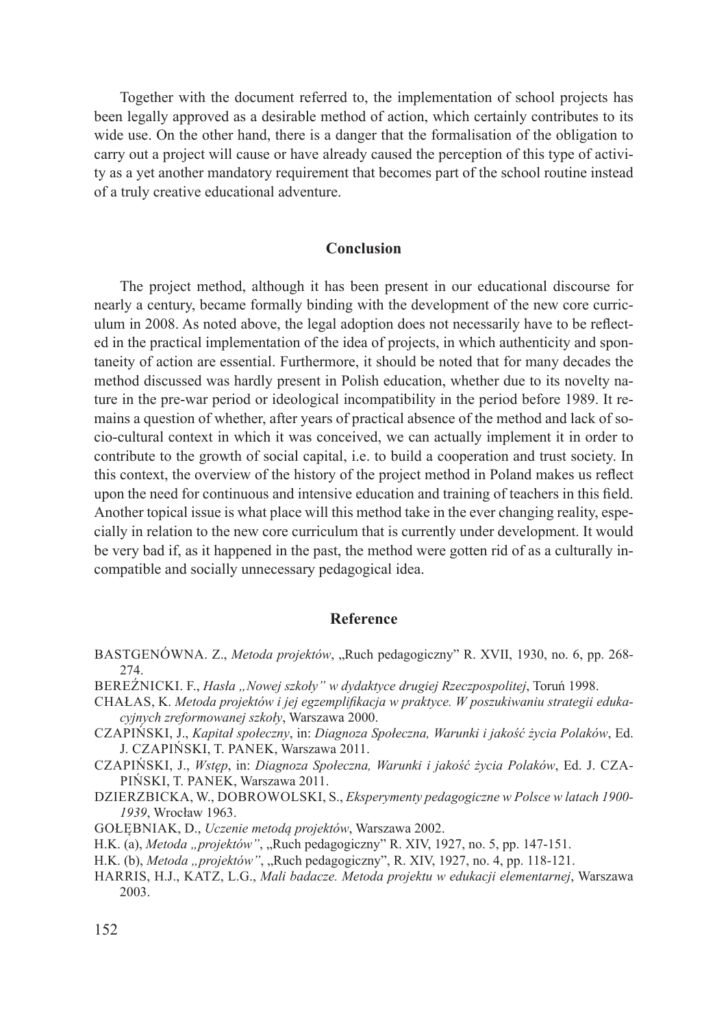Together with the document referred to, the implementation of school projects has been legally approved as a desirable method of action, which certainly contributes to its wide use. On the other hand, there is a danger that the formalisation of the obligation to carry out a project will cause or have already caused the perception of this type of activity as a yet another mandatory requirement that becomes part of the school routine instead of a truly creative educational adventure.

## Conclusion

The project method, although it has been present in our educational discourse for nearly a century, became formally binding with the development of the new core curriculum in 2008. As noted above, the legal adoption does not necessarily have to be reflected in the practical implementation of the idea of projects, in which authenticity and spontaneity of action are essential. Furthermore, it should be noted that for many decades the method discussed was hardly present in Polish education, whether due to its novelty nature in the pre-war period or ideological incompatibility in the period before 1989. It remains a question of whether, after years of practical absence of the method and lack of socio-cultural context in which it was conceived, we can actually implement it in order to contribute to the growth of social capital, i.e. to build a cooperation and trust society. In this context, the overview of the history of the project method in Poland makes us reflect upon the need for continuous and intensive education and training of teachers in this field. Another topical issue is what place will this method take in the ever changing reality, especially in relation to the new core curriculum that is currently under development. It would be very bad if, as it happened in the past, the method were gotten rid of as a culturally incompatible and socially unnecessary pedagogical idea.

## Reference

BASTGENÓWNA. Z., *Metoda projektów*, „Ruch pedagogiczny" R. XVII, 1930, no. 6, pp. 268-274.

BEREŹNICKI. F., *Hasła „Nowej szkoły" w dydaktyce drugiej Rzeczpospolitej*, Toruń 1998.

CHAŁAS, K. *Metoda projektów i jej egzemplifikacja w praktyce. W poszukiwaniu strategii edukacyjnych zreformowanej szkoły*, Warszawa 2000.

CZAPIŃSKI, J., *Kapitał społeczny*, in: *Diagnoza Społeczna, Warunki i jakość życia Polaków*, Ed. J. CZAPIŃSKI, T. PANEK, Warszawa 2011.

CZAPIŃSKI, J., *Wstęp*, in: *Diagnoza Społeczna, Warunki i jakość życia Polaków*, Ed. J. CZAPIŃSKI, T. PANEK, Warszawa 2011.

DZIERZBICKA, W., DOBROWOLSKI, S., *Eksperymenty pedagogiczne w Polsce w latach 1900-1939*, Wrocław 1963.

GOŁĘBNIAK, D., *Uczenie metodą projektów*, Warszawa 2002.

H.K. (a), *Metoda „projektów"*, „Ruch pedagogiczny" R. XIV, 1927, no. 5, pp. 147-151.

H.K. (b), *Metoda „projektów"*, „Ruch pedagogiczny", R. XIV, 1927, no. 4, pp. 118-121.

HARRIS, H.J., KATZ, L.G., *Mali badacze. Metoda projektu w edukacji elementarnej*, Warszawa 2003.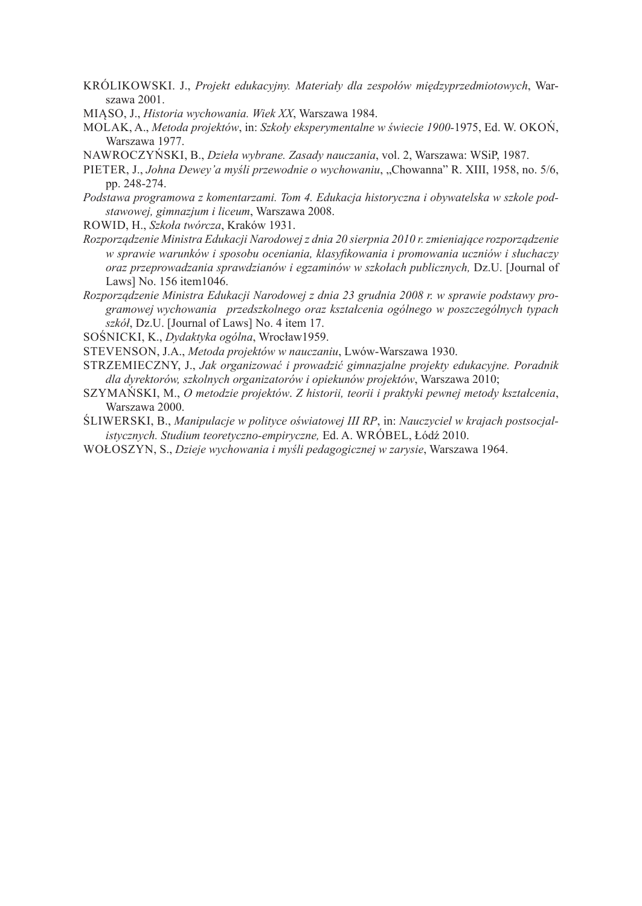KRÓLIKOWSKI. J., *Projekt edukacyjny. Materiały dla zespołów międzyprzedmiotowych*, Warszawa 2001.

MIĄSO, J., *Historia wychowania. Wiek XX*, Warszawa 1984.

MOLAK, A., *Metoda projektów*, in: *Szkoły eksperymentalne w świecie 1900*-1975, Ed. W. OKOŃ, Warszawa 1977.

NAWROCZYŃSKI, B., *Dzieła wybrane. Zasady nauczania*, vol. 2, Warszawa: WSiP, 1987.

PIETER, J., *Johna Dewey'a myśli przewodnie o wychowaniu*, „Chowanna" R. XIII, 1958, no. 5/6, pp. 248-274.

*Podstawa programowa z komentarzami. Tom 4. Edukacja historyczna i obywatelska w szkole podstawowej, gimnazjum i liceum*, Warszawa 2008.

ROWID, H., *Szkoła twórcza*, Kraków 1931.

*Rozporządzenie Ministra Edukacji Narodowej z dnia 20 sierpnia 2010 r. zmieniające rozporządzenie w sprawie warunków i sposobu oceniania, klasyfikowania i promowania uczniów i słuchaczy oraz przeprowadzania sprawdzianów i egzaminów w szkołach publicznych,* Dz.U. [Journal of Laws] No. 156 item1046.

*Rozporządzenie Ministra Edukacji Narodowej z dnia 23 grudnia 2008 r. w sprawie podstawy programowej wychowania przedszkolnego oraz kształcenia ogólnego w poszczególnych typach szkół*, Dz.U. [Journal of Laws] No. 4 item 17.

SOŚNICKI, K., *Dydaktyka ogólna*, Wrocław1959.

STEVENSON, J.A., *Metoda projektów w nauczaniu*, Lwów-Warszawa 1930.

STRZEMIECZNY, J., *Jak organizować i prowadzić gimnazjalne projekty edukacyjne. Poradnik dla dyrektorów, szkolnych organizatorów i opiekunów projektów*, Warszawa 2010;

SZYMAŃSKI, M., *O metodzie projektów. Z historii, teorii i praktyki pewnej metody kształcenia*, Warszawa 2000.

ŚLIWERSKI, B., *Manipulacje w polityce oświatowej III RP*, in: *Nauczyciel w krajach postsocjalistycznych. Studium teoretyczno-empiryczne,* Ed. A. WRÓBEL, Łódź 2010.

WOŁOSZYN, S., *Dzieje wychowania i myśli pedagogicznej w zarysie*, Warszawa 1964.